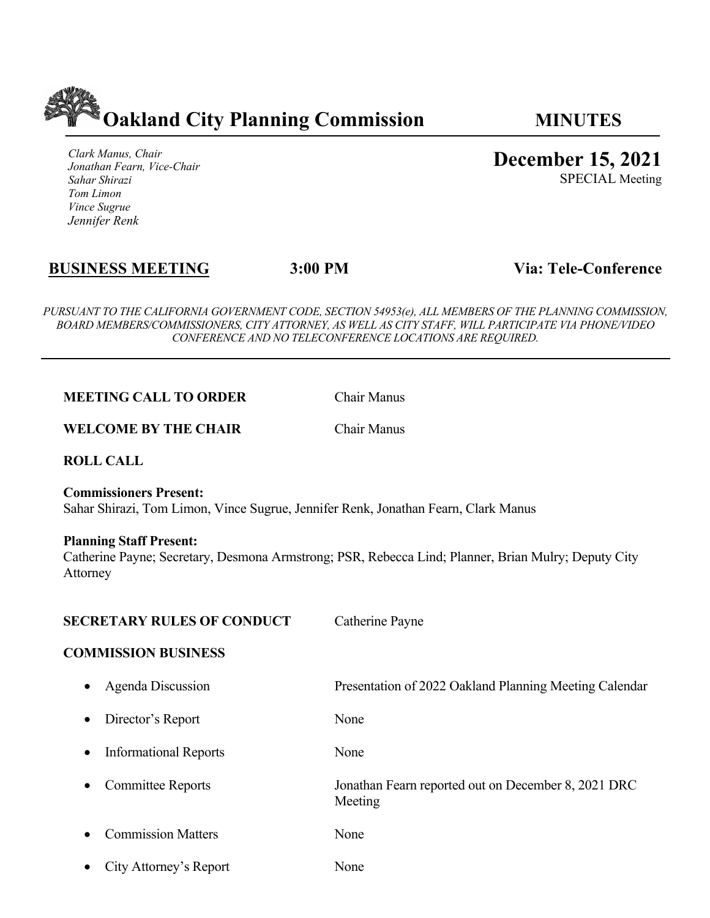# Oakland City Planning Commission — MINUTES

*Clark Manus, Chair*
*Jonathan Fearn, Vice-Chair*
*Sahar Shirazi*
*Tom Limon*
*Vince Sugrue*
*Jennifer Renk*

## December 15, 2021

SPECIAL Meeting

**BUSINESS MEETING** **3:00 PM** **Via: Tele-Conference**

*PURSUANT TO THE CALIFORNIA GOVERNMENT CODE, SECTION 54953(e), ALL MEMBERS OF THE PLANNING COMMISSION, BOARD MEMBERS/COMMISSIONERS, CITY ATTORNEY, AS WELL AS CITY STAFF, WILL PARTICIPATE VIA PHONE/VIDEO CONFERENCE AND NO TELECONFERENCE LOCATIONS ARE REQUIRED.*

---

**MEETING CALL TO ORDER** Chair Manus

**WELCOME BY THE CHAIR** Chair Manus

**ROLL CALL**

**Commissioners Present:**
Sahar Shirazi, Tom Limon, Vince Sugrue, Jennifer Renk, Jonathan Fearn, Clark Manus

**Planning Staff Present:**
Catherine Payne; Secretary, Desmona Armstrong; PSR, Rebecca Lind; Planner, Brian Mulry; Deputy City Attorney

**SECRETARY RULES OF CONDUCT** Catherine Payne

**COMMISSION BUSINESS**

- Agenda Discussion — Presentation of 2022 Oakland Planning Meeting Calendar
- Director's Report — None
- Informational Reports — None
- Committee Reports — Jonathan Fearn reported out on December 8, 2021 DRC Meeting
- Commission Matters — None
- City Attorney's Report — None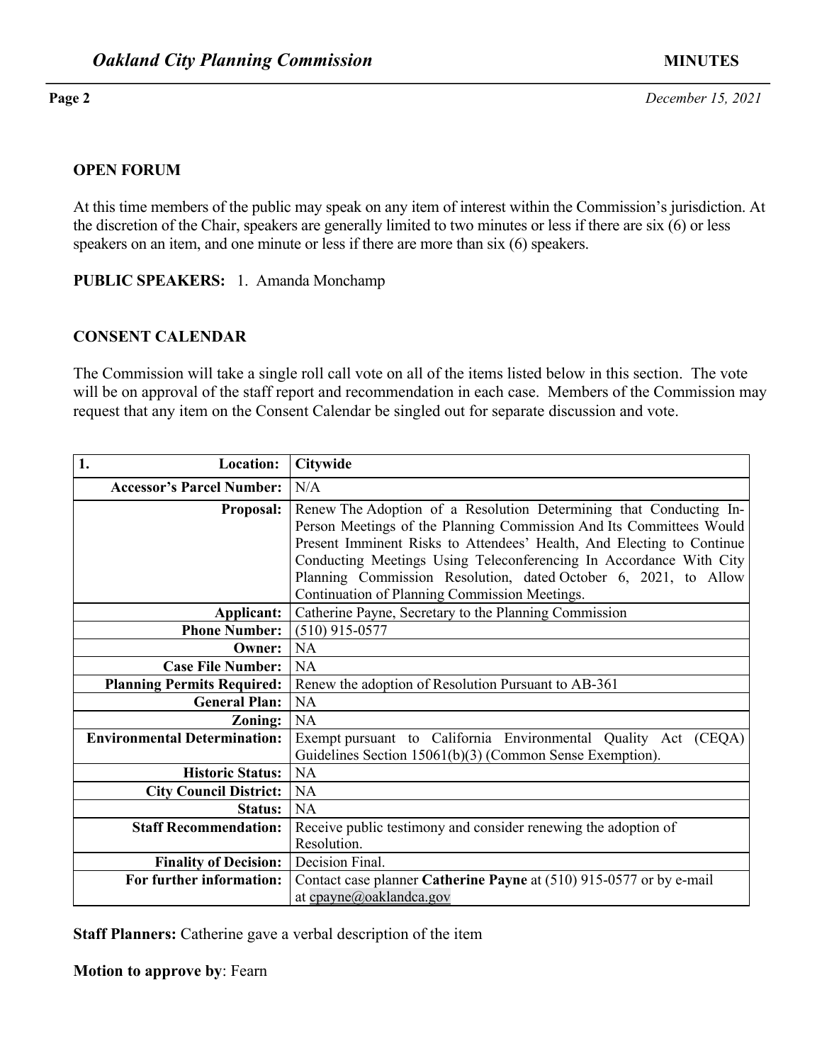## OPEN FORUM

At this time members of the public may speak on any item of interest within the Commission's jurisdiction. At the discretion of the Chair, speakers are generally limited to two minutes or less if there are six (6) or less speakers on an item, and one minute or less if there are more than six (6) speakers.

**PUBLIC SPEAKERS:** 1. Amanda Monchamp

## CONSENT CALENDAR

The Commission will take a single roll call vote on all of the items listed below in this section. The vote will be on approval of the staff report and recommendation in each case. Members of the Commission may request that any item on the Consent Calendar be singled out for separate discussion and vote.

| **1. Location:** | **Citywide** |
|---|---|
| **Accessor's Parcel Number:** | N/A |
| **Proposal:** | Renew The Adoption of a Resolution Determining that Conducting In-Person Meetings of the Planning Commission And Its Committees Would Present Imminent Risks to Attendees' Health, And Electing to Continue Conducting Meetings Using Teleconferencing In Accordance With City Planning Commission Resolution, dated October 6, 2021, to Allow Continuation of Planning Commission Meetings. |
| **Applicant:** | Catherine Payne, Secretary to the Planning Commission |
| **Phone Number:** | (510) 915-0577 |
| **Owner:** | NA |
| **Case File Number:** | NA |
| **Planning Permits Required:** | Renew the adoption of Resolution Pursuant to AB-361 |
| **General Plan:** | NA |
| **Zoning:** | NA |
| **Environmental Determination:** | Exempt pursuant to California Environmental Quality Act (CEQA) Guidelines Section 15061(b)(3) (Common Sense Exemption). |
| **Historic Status:** | NA |
| **City Council District:** | NA |
| **Status:** | NA |
| **Staff Recommendation:** | Receive public testimony and consider renewing the adoption of Resolution. |
| **Finality of Decision:** | Decision Final. |
| **For further information:** | Contact case planner **Catherine Payne** at (510) 915-0577 or by e-mail at cpayne@oaklandca.gov |

**Staff Planners:** Catherine gave a verbal description of the item

**Motion to approve by**: Fearn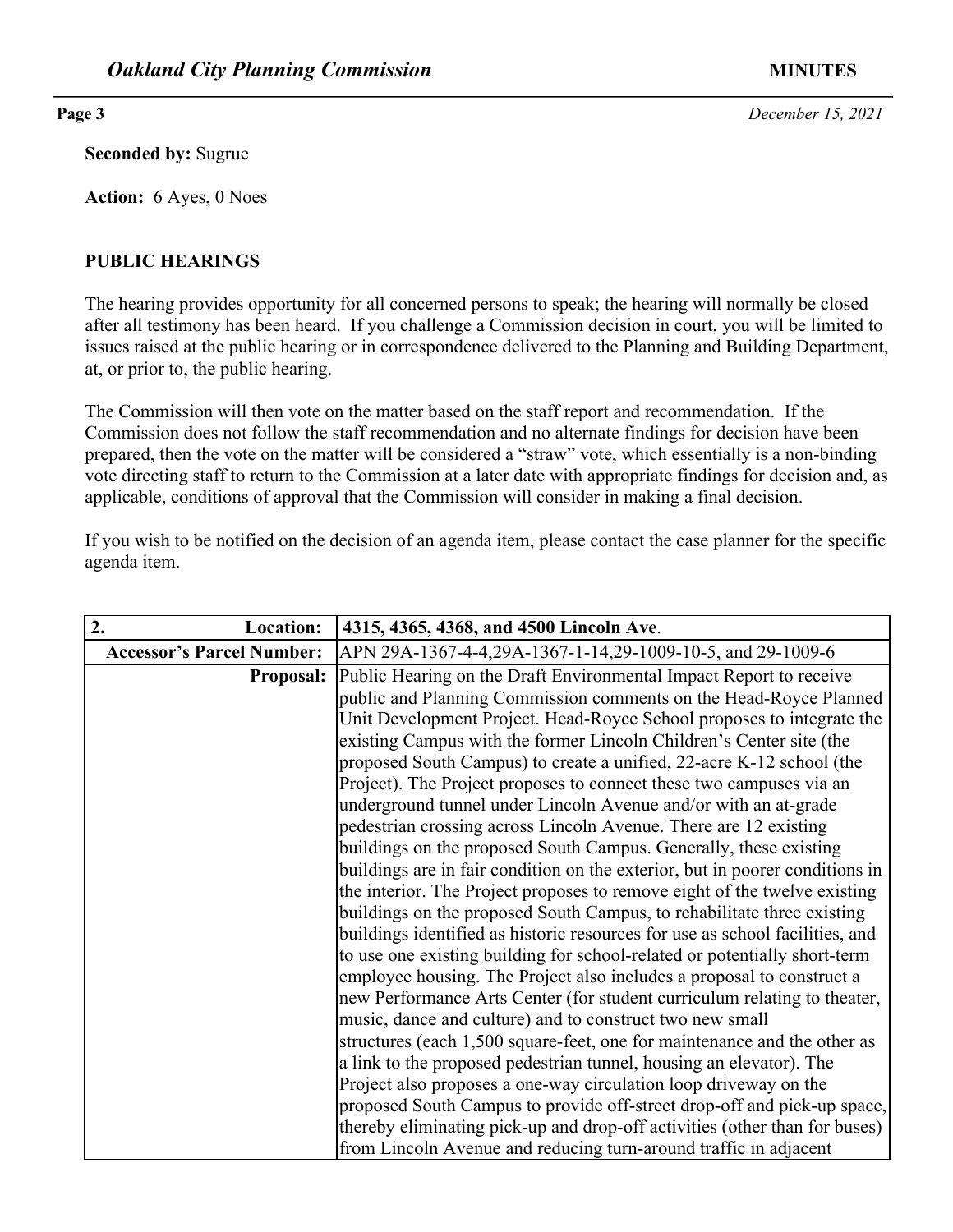**Seconded by:** Sugrue

**Action:** 6 Ayes, 0 Noes

## PUBLIC HEARINGS

The hearing provides opportunity for all concerned persons to speak; the hearing will normally be closed after all testimony has been heard. If you challenge a Commission decision in court, you will be limited to issues raised at the public hearing or in correspondence delivered to the Planning and Building Department, at, or prior to, the public hearing.

The Commission will then vote on the matter based on the staff report and recommendation. If the Commission does not follow the staff recommendation and no alternate findings for decision have been prepared, then the vote on the matter will be considered a "straw" vote, which essentially is a non-binding vote directing staff to return to the Commission at a later date with appropriate findings for decision and, as applicable, conditions of approval that the Commission will consider in making a final decision.

If you wish to be notified on the decision of an agenda item, please contact the case planner for the specific agenda item.

| **2. Location:** | **4315, 4365, 4368, and 4500 Lincoln Ave**. |
|---|---|
| **Accessor's Parcel Number:** | APN 29A-1367-4-4,29A-1367-1-14,29-1009-10-5, and 29-1009-6 |
| **Proposal:** | Public Hearing on the Draft Environmental Impact Report to receive public and Planning Commission comments on the Head-Royce Planned Unit Development Project. Head-Royce School proposes to integrate the existing Campus with the former Lincoln Children's Center site (the proposed South Campus) to create a unified, 22-acre K-12 school (the Project). The Project proposes to connect these two campuses via an underground tunnel under Lincoln Avenue and/or with an at-grade pedestrian crossing across Lincoln Avenue. There are 12 existing buildings on the proposed South Campus. Generally, these existing buildings are in fair condition on the exterior, but in poorer conditions in the interior. The Project proposes to remove eight of the twelve existing buildings on the proposed South Campus, to rehabilitate three existing buildings identified as historic resources for use as school facilities, and to use one existing building for school-related or potentially short-term employee housing. The Project also includes a proposal to construct a new Performance Arts Center (for student curriculum relating to theater, music, dance and culture) and to construct two new small structures (each 1,500 square-feet, one for maintenance and the other as a link to the proposed pedestrian tunnel, housing an elevator). The Project also proposes a one-way circulation loop driveway on the proposed South Campus to provide off-street drop-off and pick-up space, thereby eliminating pick-up and drop-off activities (other than for buses) from Lincoln Avenue and reducing turn-around traffic in adjacent |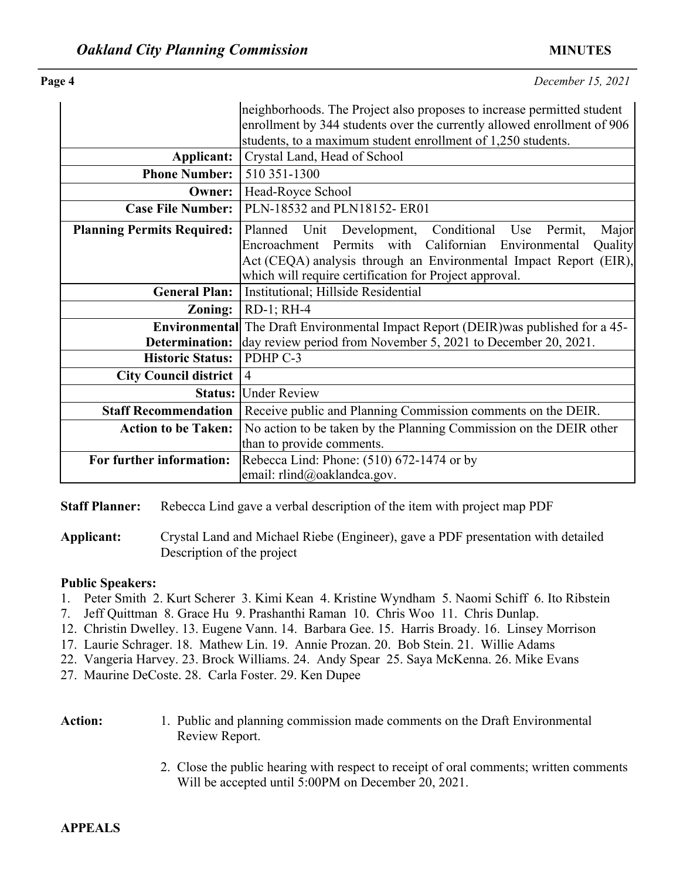| | |
|---|---|
| | neighborhoods. The Project also proposes to increase permitted student enrollment by 344 students over the currently allowed enrollment of 906 students, to a maximum student enrollment of 1,250 students. |
| **Applicant:** | Crystal Land, Head of School |
| **Phone Number:** | 510 351-1300 |
| **Owner:** | Head-Royce School |
| **Case File Number:** | PLN-18532 and PLN18152- ER01 |
| **Planning Permits Required:** | Planned Unit Development, Conditional Use Permit, Major Encroachment Permits with Californian Environmental Quality Act (CEQA) analysis through an Environmental Impact Report (EIR), which will require certification for Project approval. |
| **General Plan:** | Institutional; Hillside Residential |
| **Zoning:** | RD-1; RH-4 |
| **Environmental Determination:** | The Draft Environmental Impact Report (DEIR)was published for a 45-day review period from November 5, 2021 to December 20, 2021. |
| **Historic Status:** | PDHP C-3 |
| **City Council district** | 4 |
| **Status:** | Under Review |
| **Staff Recommendation** | Receive public and Planning Commission comments on the DEIR. |
| **Action to be Taken:** | No action to be taken by the Planning Commission on the DEIR other than to provide comments. |
| **For further information:** | Rebecca Lind: Phone: (510) 672-1474 or by email: rlind@oaklandca.gov. |

**Staff Planner:** Rebecca Lind gave a verbal description of the item with project map PDF

**Applicant:** Crystal Land and Michael Riebe (Engineer), gave a PDF presentation with detailed Description of the project

**Public Speakers:**

1. Peter Smith 2. Kurt Scherer 3. Kimi Kean 4. Kristine Wyndham 5. Naomi Schiff 6. Ito Ribstein
7. Jeff Quittman 8. Grace Hu 9. Prashanthi Raman 10. Chris Woo 11. Chris Dunlap.
12. Christin Dwelley. 13. Eugene Vann. 14. Barbara Gee. 15. Harris Broady. 16. Linsey Morrison
17. Laurie Schrager. 18. Mathew Lin. 19. Annie Prozan. 20. Bob Stein. 21. Willie Adams
22. Vangeria Harvey. 23. Brock Williams. 24. Andy Spear 25. Saya McKenna. 26. Mike Evans
27. Maurine DeCoste. 28. Carla Foster. 29. Ken Dupee

**Action:**

1. Public and planning commission made comments on the Draft Environmental Review Report.
2. Close the public hearing with respect to receipt of oral comments; written comments Will be accepted until 5:00PM on December 20, 2021.

**APPEALS**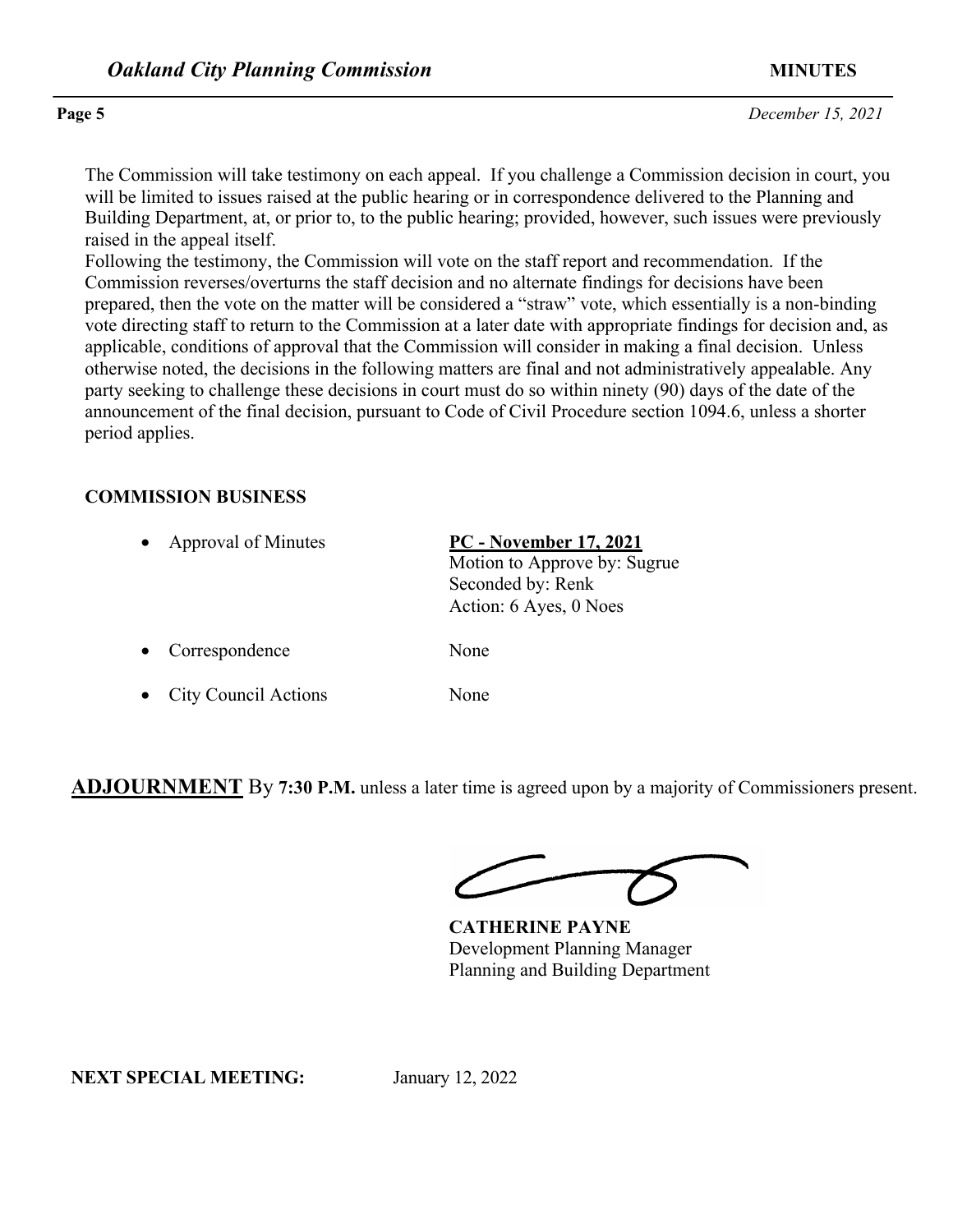The Commission will take testimony on each appeal. If you challenge a Commission decision in court, you will be limited to issues raised at the public hearing or in correspondence delivered to the Planning and Building Department, at, or prior to, to the public hearing; provided, however, such issues were previously raised in the appeal itself.
Following the testimony, the Commission will vote on the staff report and recommendation. If the Commission reverses/overturns the staff decision and no alternate findings for decisions have been prepared, then the vote on the matter will be considered a "straw" vote, which essentially is a non-binding vote directing staff to return to the Commission at a later date with appropriate findings for decision and, as applicable, conditions of approval that the Commission will consider in making a final decision. Unless otherwise noted, the decisions in the following matters are final and not administratively appealable. Any party seeking to challenge these decisions in court must do so within ninety (90) days of the date of the announcement of the final decision, pursuant to Code of Civil Procedure section 1094.6, unless a shorter period applies.

## COMMISSION BUSINESS

- Approval of Minutes — **PC - November 17, 2021**
  Motion to Approve by: Sugrue
  Seconded by: Renk
  Action: 6 Ayes, 0 Noes
- Correspondence — None
- City Council Actions — None

**ADJOURNMENT** By **7:30 P.M.** unless a later time is agreed upon by a majority of Commissioners present.

**CATHERINE PAYNE**
Development Planning Manager
Planning and Building Department

**NEXT SPECIAL MEETING:** January 12, 2022